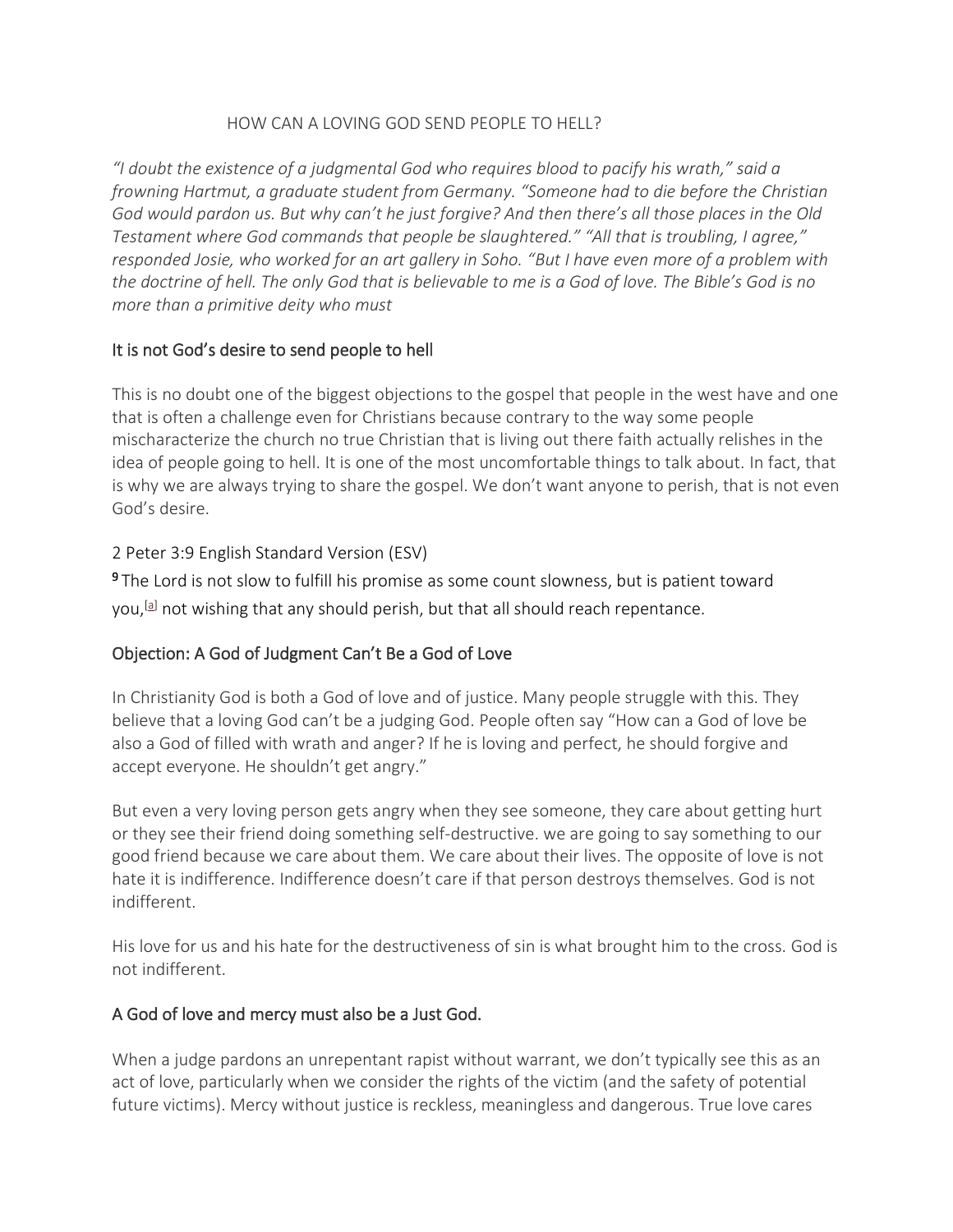# HOW CAN A LOVING GOD SEND PEOPLE TO HELL?

*"I doubt the existence of a judgmental God who requires blood to pacify his wrath," said a frowning Hartmut, a graduate student from Germany. "Someone had to die before the Christian God would pardon us. But why can't he just forgive? And then there's all those places in the Old Testament where God commands that people be slaughtered." "All that is troubling, I agree," responded Josie, who worked for an art gallery in Soho. "But I have even more of a problem with the doctrine of hell. The only God that is believable to me is a God of love. The Bible's God is no more than a primitive deity who must*

## It is not God's desire to send people to hell

This is no doubt one of the biggest objections to the gospel that people in the west have and one that is often a challenge even for Christians because contrary to the way some people mischaracterize the church no true Christian that is living out there faith actually relishes in the idea of people going to hell. It is one of the most uncomfortable things to talk about. In fact, that is why we are always trying to share the gospel. We don't want anyone to perish, that is not even God's desire.

2 Peter 3:9 English Standard Version (ESV)

**9** The Lord is not slow to fulfill his promise as some count slowness, but is patient toward you,[a] not wishing that any should perish, but that all should reach repentance.

## Objection: A God of Judgment Can't Be a God of Love

In Christianity God is both a God of love and of justice. Many people struggle with this. They believe that a loving God can't be a judging God. People often say "How can a God of love be also a God of filled with wrath and anger? If he is loving and perfect, he should forgive and accept everyone. He shouldn't get angry."

But even a very loving person gets angry when they see someone, they care about getting hurt or they see their friend doing something self-destructive. we are going to say something to our good friend because we care about them. We care about their lives. The opposite of love is not hate it is indifference. Indifference doesn't care if that person destroys themselves. God is not indifferent.

His love for us and his hate for the destructiveness of sin is what brought him to the cross. God is not indifferent.

## A God of love and mercy must also be a Just God.

When a judge pardons an unrepentant rapist without warrant, we don't typically see this as an act of love, particularly when we consider the rights of the victim (and the safety of potential future victims). Mercy without justice is reckless, meaningless and dangerous. True love cares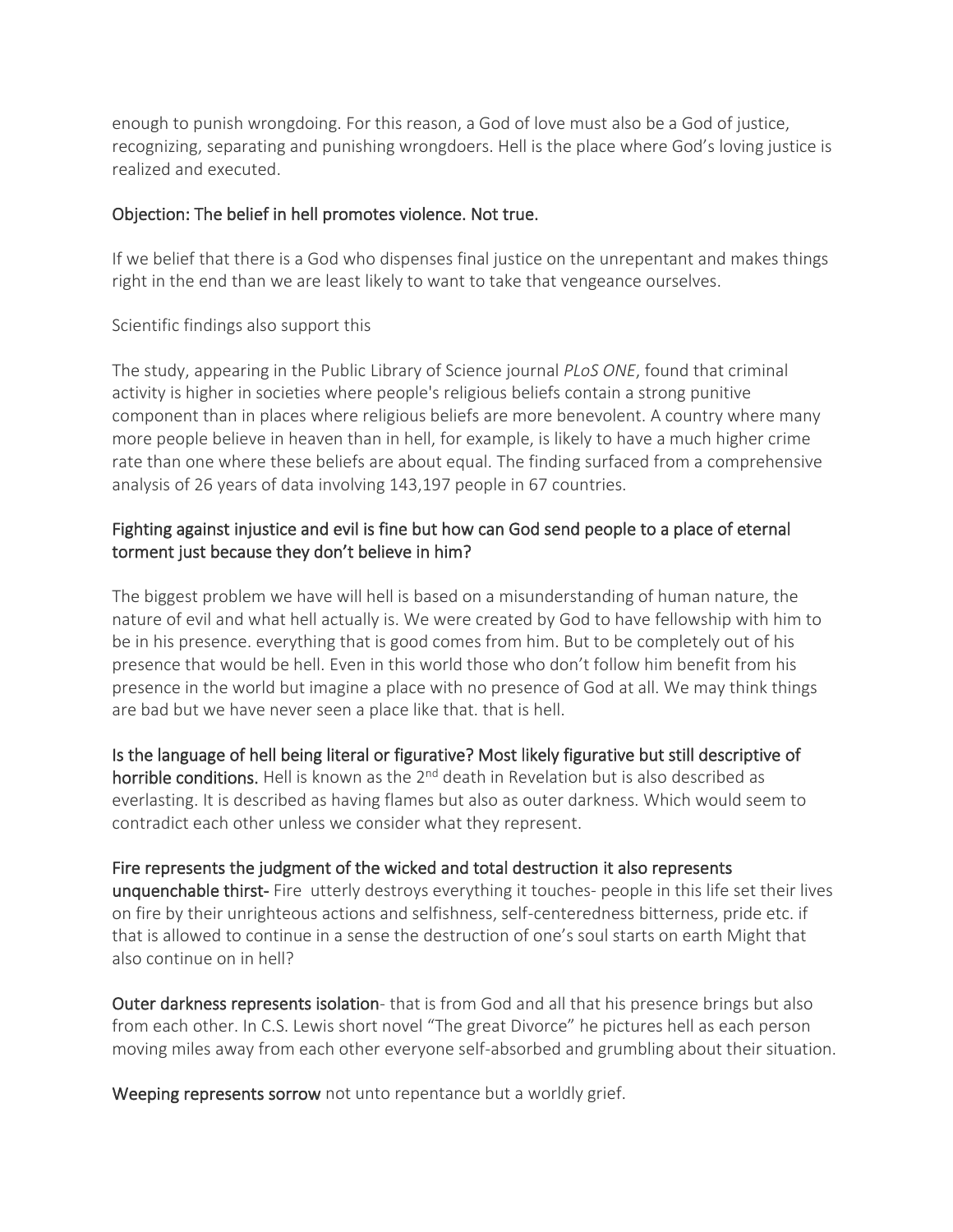enough to punish wrongdoing. For this reason, a God of love must also be a God of justice, recognizing, separating and punishing wrongdoers. Hell is the place where God's loving justice is realized and executed.

## Objection: The belief in hell promotes violence. Not true.

If we belief that there is a God who dispenses final justice on the unrepentant and makes things right in the end than we are least likely to want to take that vengeance ourselves.

Scientific findings also support this

The study, appearing in the Public Library of Science journal *PLoS ONE*, found that criminal activity is higher in societies where people's religious beliefs contain a strong punitive component than in places where religious beliefs are more benevolent. A country where many more people believe in heaven than in hell, for example, is likely to have a much higher crime rate than one where these beliefs are about equal. The finding surfaced from a comprehensive analysis of 26 years of data involving 143,197 people in 67 countries.

## Fighting against injustice and evil is fine but how can God send people to a place of eternal torment just because they don't believe in him?

The biggest problem we have will hell is based on a misunderstanding of human nature, the nature of evil and what hell actually is. We were created by God to have fellowship with him to be in his presence. everything that is good comes from him. But to be completely out of his presence that would be hell. Even in this world those who don't follow him benefit from his presence in the world but imagine a place with no presence of God at all. We may think things are bad but we have never seen a place like that. that is hell.

**Is the language of hell being literal or figurative? Most likely figurative but still descriptive of horrible conditions.** Hell is known as the 2nd death in Revelation but is also described as everlasting. It is described as having flames but also as outer darkness. Which would seem to contradict each other unless we consider what they represent.

**Fire represents the judgment of the wicked and total destruction it also represents unquenchable thirst-** Fire utterly destroys everything it touches- people in this life set their lives on fire by their unrighteous actions and selfishness, self-centeredness bitterness, pride etc. if that is allowed to continue in a sense the destruction of one's soul starts on earth Might that also continue on in hell?

**Outer darkness represents isolation**- that is from God and all that his presence brings but also from each other. In C.S. Lewis short novel "The great Divorce" he pictures hell as each person moving miles away from each other everyone self-absorbed and grumbling about their situation.

**Weeping represents sorrow** not unto repentance but a worldly grief.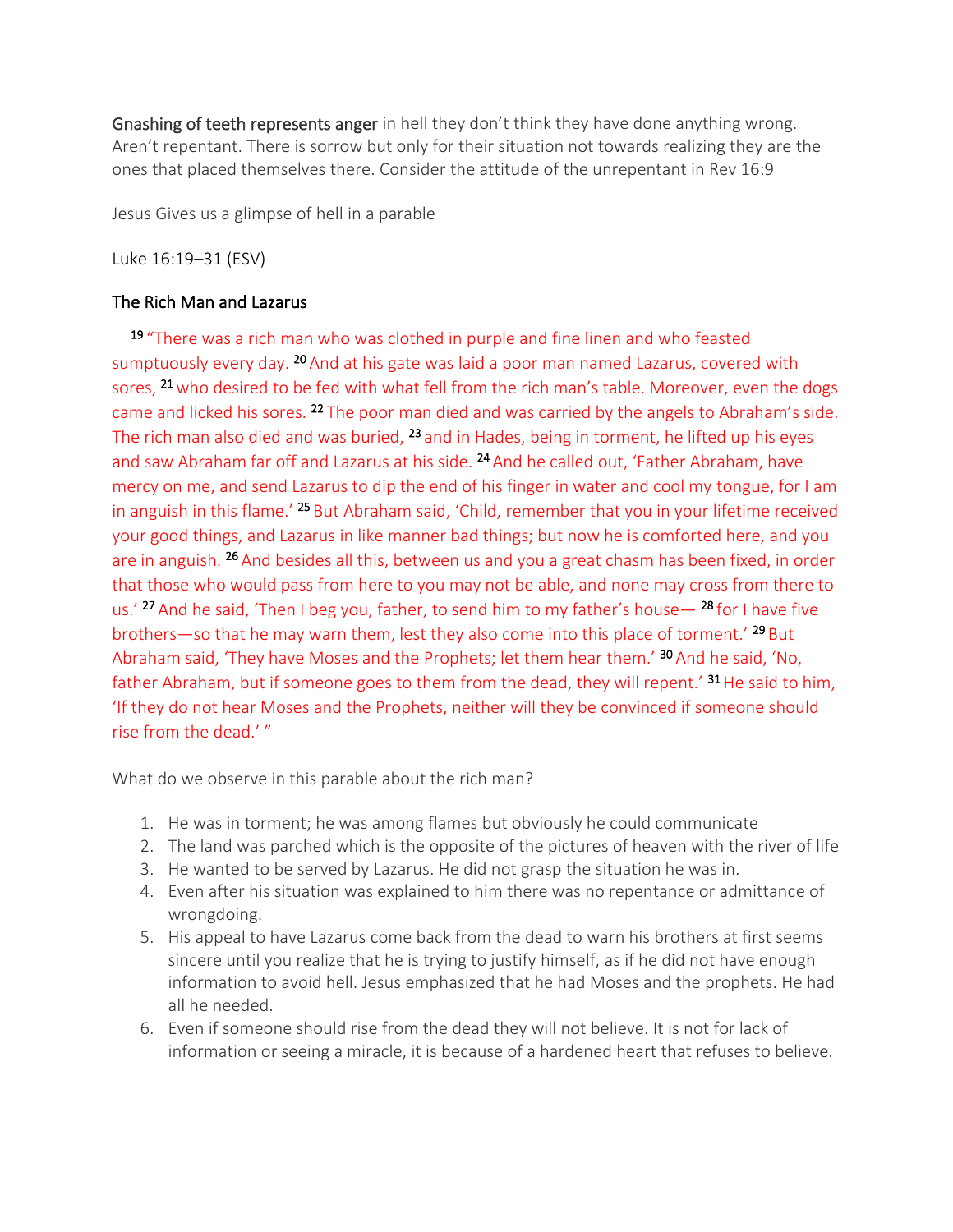**Gnashing of teeth represents anger** in hell they don't think they have done anything wrong. Aren't repentant. There is sorrow but only for their situation not towards realizing they are the ones that placed themselves there. Consider the attitude of the unrepentant in Rev 16:9

Jesus Gives us a glimpse of hell in a parable

Luke 16:19–31 (ESV)

### The Rich Man and Lazarus

[19] "There was a rich man who was clothed in purple and fine linen and who feasted sumptuously every day. [20] And at his gate was laid a poor man named Lazarus, covered with sores, [21] who desired to be fed with what fell from the rich man's table. Moreover, even the dogs came and licked his sores. [22] The poor man died and was carried by the angels to Abraham's side. The rich man also died and was buried, [23] and in Hades, being in torment, he lifted up his eyes and saw Abraham far off and Lazarus at his side. [24] And he called out, 'Father Abraham, have mercy on me, and send Lazarus to dip the end of his finger in water and cool my tongue, for I am in anguish in this flame.' [25] But Abraham said, 'Child, remember that you in your lifetime received your good things, and Lazarus in like manner bad things; but now he is comforted here, and you are in anguish. [26] And besides all this, between us and you a great chasm has been fixed, in order that those who would pass from here to you may not be able, and none may cross from there to us.' [27] And he said, 'Then I beg you, father, to send him to my father's house— [28] for I have five brothers—so that he may warn them, lest they also come into this place of torment.' [29] But Abraham said, 'They have Moses and the Prophets; let them hear them.' [30] And he said, 'No, father Abraham, but if someone goes to them from the dead, they will repent.' [31] He said to him, 'If they do not hear Moses and the Prophets, neither will they be convinced if someone should rise from the dead.' "

What do we observe in this parable about the rich man?

1. He was in torment; he was among flames but obviously he could communicate
2. The land was parched which is the opposite of the pictures of heaven with the river of life
3. He wanted to be served by Lazarus. He did not grasp the situation he was in.
4. Even after his situation was explained to him there was no repentance or admittance of wrongdoing.
5. His appeal to have Lazarus come back from the dead to warn his brothers at first seems sincere until you realize that he is trying to justify himself, as if he did not have enough information to avoid hell. Jesus emphasized that he had Moses and the prophets. He had all he needed.
6. Even if someone should rise from the dead they will not believe. It is not for lack of information or seeing a miracle, it is because of a hardened heart that refuses to believe.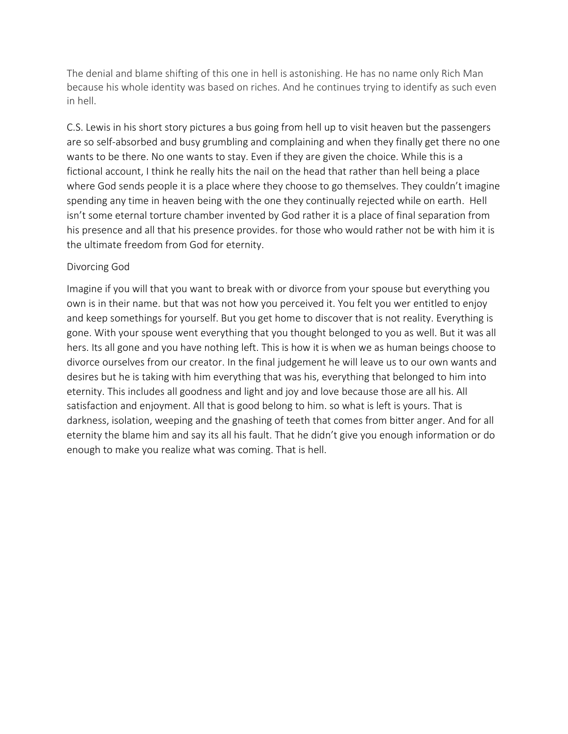The denial and blame shifting of this one in hell is astonishing. He has no name only Rich Man because his whole identity was based on riches. And he continues trying to identify as such even in hell.

C.S. Lewis in his short story pictures a bus going from hell up to visit heaven but the passengers are so self-absorbed and busy grumbling and complaining and when they finally get there no one wants to be there. No one wants to stay. Even if they are given the choice. While this is a fictional account, I think he really hits the nail on the head that rather than hell being a place where God sends people it is a place where they choose to go themselves. They couldn't imagine spending any time in heaven being with the one they continually rejected while on earth. Hell isn't some eternal torture chamber invented by God rather it is a place of final separation from his presence and all that his presence provides. for those who would rather not be with him it is the ultimate freedom from God for eternity.

Divorcing God

Imagine if you will that you want to break with or divorce from your spouse but everything you own is in their name. but that was not how you perceived it. You felt you wer entitled to enjoy and keep somethings for yourself. But you get home to discover that is not reality. Everything is gone. With your spouse went everything that you thought belonged to you as well. But it was all hers. Its all gone and you have nothing left. This is how it is when we as human beings choose to divorce ourselves from our creator. In the final judgement he will leave us to our own wants and desires but he is taking with him everything that was his, everything that belonged to him into eternity. This includes all goodness and light and joy and love because those are all his. All satisfaction and enjoyment. All that is good belong to him. so what is left is yours. That is darkness, isolation, weeping and the gnashing of teeth that comes from bitter anger. And for all eternity the blame him and say its all his fault. That he didn't give you enough information or do enough to make you realize what was coming. That is hell.